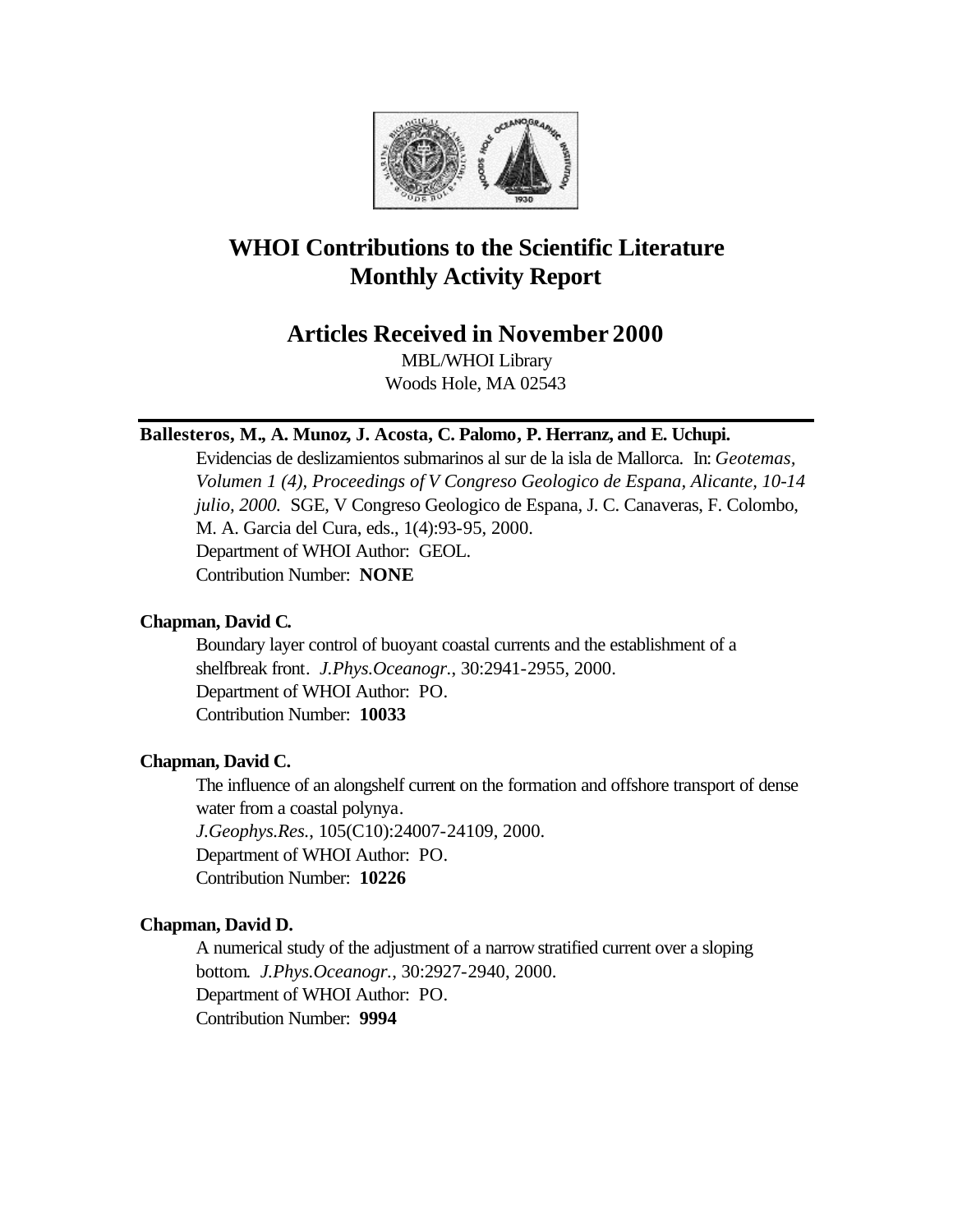# WHOI Contributions to the Scientific Literature Monthly Activity Report

## Articles Received in November 2000

MBL/WHOI Library
Woods Hole, MA 02543

---

**Ballesteros, M., A. Munoz, J. Acosta, C. Palomo, P. Herranz, and E. Uchupi.**

Evidencias de deslizamientos submarinos al sur de la isla de Mallorca. In: *Geotemas, Volumen 1 (4), Proceedings of V Congreso Geologico de Espana, Alicante, 10-14 julio, 2000.* SGE, V Congreso Geologico de Espana, J. C. Canaveras, F. Colombo, M. A. Garcia del Cura, eds., 1(4):93-95, 2000.
Department of WHOI Author: GEOL.
Contribution Number: **NONE**

**Chapman, David C.**

Boundary layer control of buoyant coastal currents and the establishment of a shelfbreak front. *J.Phys.Oceanogr.*, 30:2941-2955, 2000.
Department of WHOI Author: PO.
Contribution Number: **10033**

**Chapman, David C.**

The influence of an alongshelf current on the formation and offshore transport of dense water from a coastal polynya.
*J.Geophys.Res.*, 105(C10):24007-24109, 2000.
Department of WHOI Author: PO.
Contribution Number: **10226**

**Chapman, David D.**

A numerical study of the adjustment of a narrow stratified current over a sloping bottom. *J.Phys.Oceanogr.*, 30:2927-2940, 2000.
Department of WHOI Author: PO.
Contribution Number: **9994**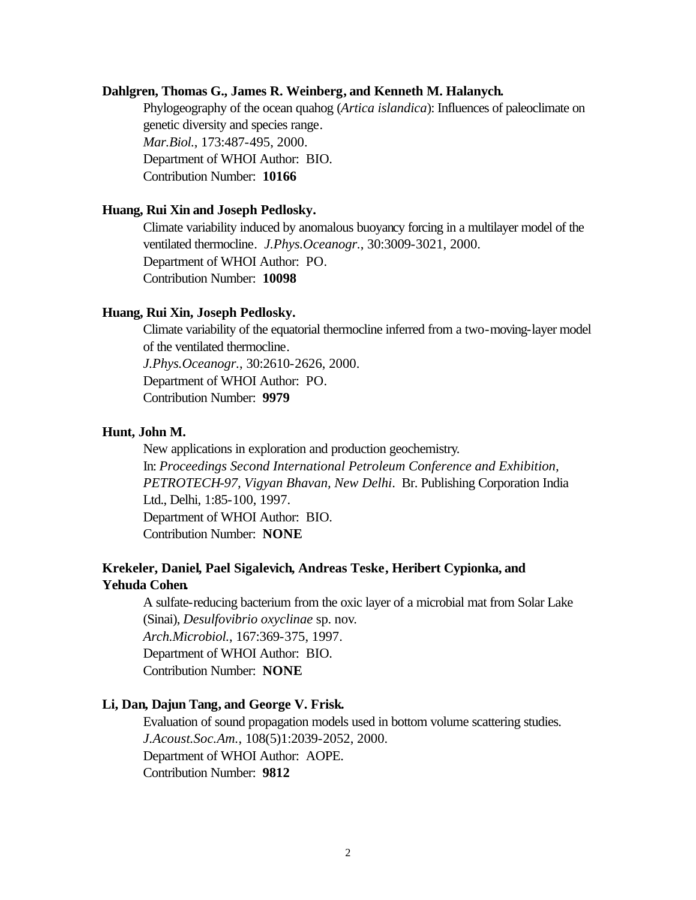**Dahlgren, Thomas G., James R. Weinberg, and Kenneth M. Halanych.**

Phylogeography of the ocean quahog (*Artica islandica*): Influences of paleoclimate on genetic diversity and species range.
*Mar.Biol.*, 173:487-495, 2000.
Department of WHOI Author: BIO.
Contribution Number: **10166**

**Huang, Rui Xin and Joseph Pedlosky.**

Climate variability induced by anomalous buoyancy forcing in a multilayer model of the ventilated thermocline. *J.Phys.Oceanogr.*, 30:3009-3021, 2000.
Department of WHOI Author: PO.
Contribution Number: **10098**

**Huang, Rui Xin, Joseph Pedlosky.**

Climate variability of the equatorial thermocline inferred from a two-moving-layer model of the ventilated thermocline.
*J.Phys.Oceanogr.*, 30:2610-2626, 2000.
Department of WHOI Author: PO.
Contribution Number: **9979**

**Hunt, John M.**

New applications in exploration and production geochemistry.
In: *Proceedings Second International Petroleum Conference and Exhibition, PETROTECH-97, Vigyan Bhavan, New Delhi*. Br. Publishing Corporation India Ltd., Delhi, 1:85-100, 1997.
Department of WHOI Author: BIO.
Contribution Number: **NONE**

**Krekeler, Daniel, Pael Sigalevich, Andreas Teske, Heribert Cypionka, and Yehuda Cohen.**

A sulfate-reducing bacterium from the oxic layer of a microbial mat from Solar Lake (Sinai), *Desulfovibrio oxyclinae* sp. nov.
*Arch.Microbiol.*, 167:369-375, 1997.
Department of WHOI Author: BIO.
Contribution Number: **NONE**

**Li, Dan, Dajun Tang, and George V. Frisk.**

Evaluation of sound propagation models used in bottom volume scattering studies.
*J.Acoust.Soc.Am.*, 108(5)1:2039-2052, 2000.
Department of WHOI Author: AOPE.
Contribution Number: **9812**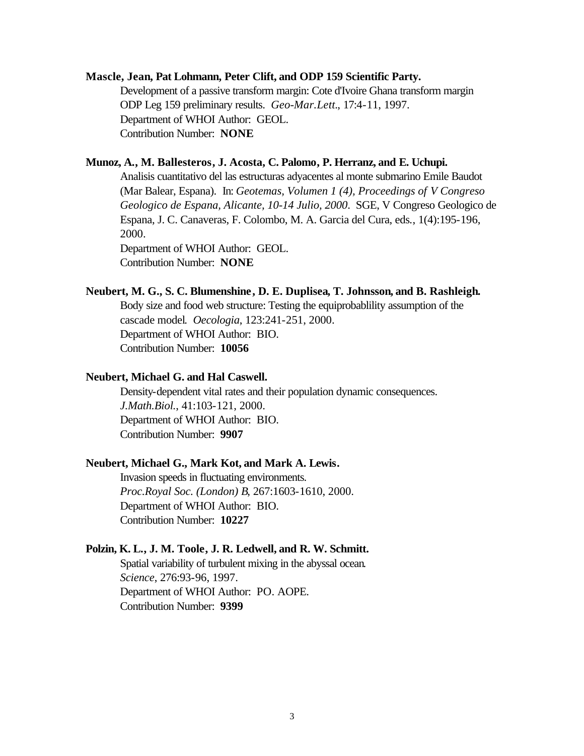**Mascle, Jean, Pat Lohmann, Peter Clift, and ODP 159 Scientific Party.**

Development of a passive transform margin: Cote d'Ivoire Ghana transform margin ODP Leg 159 preliminary results. *Geo-Mar.Lett.*, 17:4-11, 1997.
Department of WHOI Author: GEOL.
Contribution Number: **NONE**

**Munoz, A., M. Ballesteros, J. Acosta, C. Palomo, P. Herranz, and E. Uchupi.**

Analisis cuantitativo del las estructuras adyacentes al monte submarino Emile Baudot (Mar Balear, Espana). In: *Geotemas, Volumen 1 (4), Proceedings of V Congreso Geologico de Espana, Alicante, 10-14 Julio, 2000*. SGE, V Congreso Geologico de Espana, J. C. Canaveras, F. Colombo, M. A. Garcia del Cura, eds., 1(4):195-196, 2000.
Department of WHOI Author: GEOL.
Contribution Number: **NONE**

**Neubert, M. G., S. C. Blumenshine, D. E. Duplisea, T. Johnsson, and B. Rashleigh.**

Body size and food web structure: Testing the equiprobablility assumption of the cascade model. *Oecologia*, 123:241-251, 2000.
Department of WHOI Author: BIO.
Contribution Number: **10056**

**Neubert, Michael G. and Hal Caswell.**

Density-dependent vital rates and their population dynamic consequences. *J.Math.Biol.*, 41:103-121, 2000.
Department of WHOI Author: BIO.
Contribution Number: **9907**

**Neubert, Michael G., Mark Kot, and Mark A. Lewis.**

Invasion speeds in fluctuating environments. *Proc.Royal Soc. (London) B*, 267:1603-1610, 2000.
Department of WHOI Author: BIO.
Contribution Number: **10227**

**Polzin, K. L., J. M. Toole, J. R. Ledwell, and R. W. Schmitt.**

Spatial variability of turbulent mixing in the abyssal ocean. *Science*, 276:93-96, 1997.
Department of WHOI Author: PO. AOPE.
Contribution Number: **9399**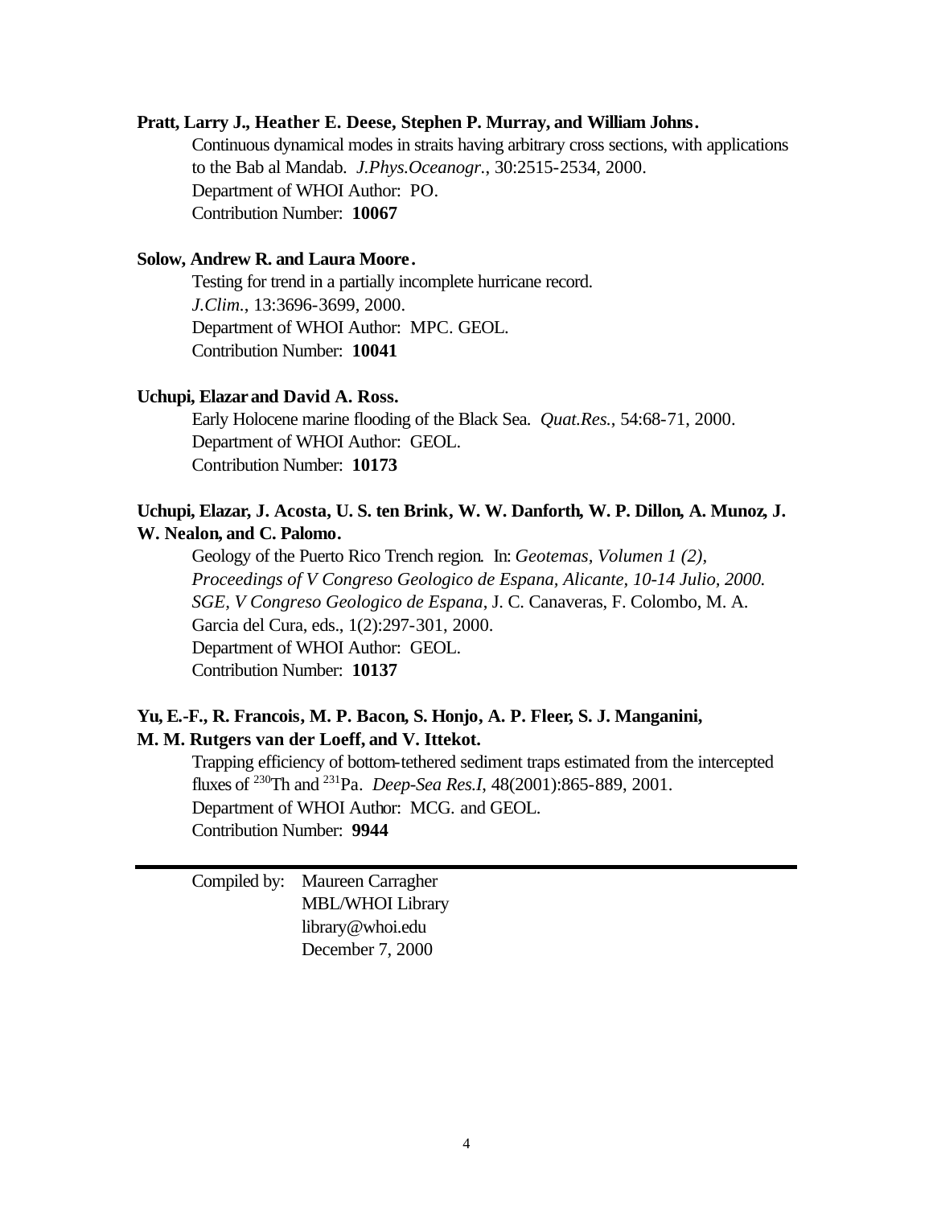**Pratt, Larry J., Heather E. Deese, Stephen P. Murray, and William Johns.**

Continuous dynamical modes in straits having arbitrary cross sections, with applications to the Bab al Mandab. *J.Phys.Oceanogr.*, 30:2515-2534, 2000.
Department of WHOI Author: PO.
Contribution Number: **10067**

**Solow, Andrew R. and Laura Moore.**

Testing for trend in a partially incomplete hurricane record.
*J.Clim.*, 13:3696-3699, 2000.
Department of WHOI Author: MPC. GEOL.
Contribution Number: **10041**

**Uchupi, Elazar and David A. Ross.**

Early Holocene marine flooding of the Black Sea. *Quat.Res.*, 54:68-71, 2000.
Department of WHOI Author: GEOL.
Contribution Number: **10173**

**Uchupi, Elazar, J. Acosta, U. S. ten Brink, W. W. Danforth, W. P. Dillon, A. Munoz, J. W. Nealon, and C. Palomo.**

Geology of the Puerto Rico Trench region. In: *Geotemas, Volumen 1 (2), Proceedings of V Congreso Geologico de Espana, Alicante, 10-14 Julio, 2000. SGE, V Congreso Geologico de Espana*, J. C. Canaveras, F. Colombo, M. A. Garcia del Cura, eds., 1(2):297-301, 2000.
Department of WHOI Author: GEOL.
Contribution Number: **10137**

**Yu, E.-F., R. Francois, M. P. Bacon, S. Honjo, A. P. Fleer, S. J. Manganini, M. M. Rutgers van der Loeff, and V. Ittekot.**

Trapping efficiency of bottom-tethered sediment traps estimated from the intercepted fluxes of $^{230}$Th and $^{231}$Pa. *Deep-Sea Res.I*, 48(2001):865-889, 2001.
Department of WHOI Author: MCG. and GEOL.
Contribution Number: **9944**

---

Compiled by: Maureen Carragher
MBL/WHOI Library
library@whoi.edu
December 7, 2000